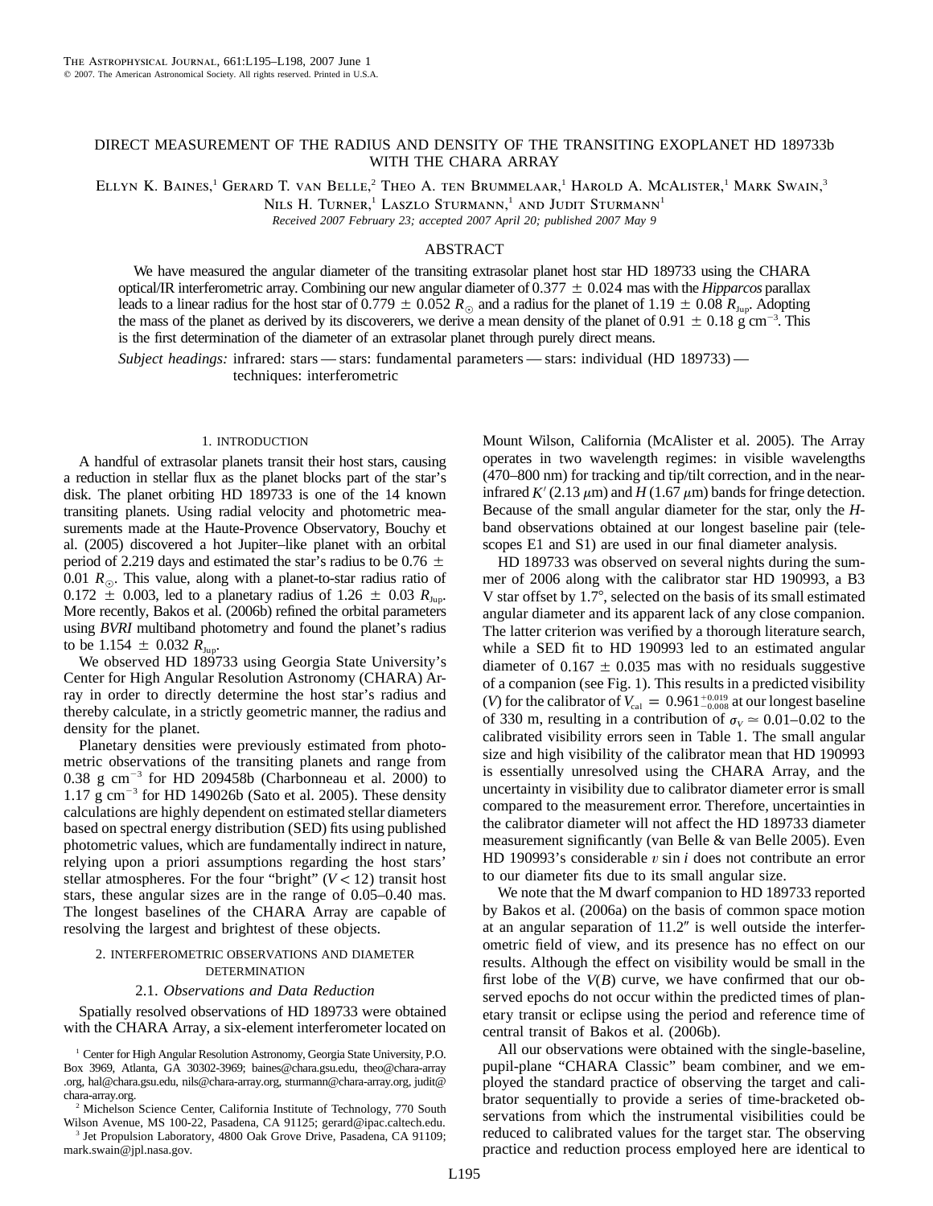# DIRECT MEASUREMENT OF THE RADIUS AND DENSITY OF THE TRANSITING EXOPLANET HD 189733b WITH THE CHARA ARRAY

Ellyn K. Baines,[1] Gerard T. van Belle,[2] Theo A. ten Brummelaar,[1] Harold A. McAlister,[1] Mark Swain,[3] Nils H. Turner,[1] Laszlo Sturmann,[1] and Judit Sturmann[1]

*Received 2007 February 23; accepted 2007 April 20; published 2007 May 9*

## ABSTRACT

We have measured the angular diameter of the transiting extrasolar planet host star HD 189733 using the CHARA optical/IR interferometric array. Combining our new angular diameter of $0.377 \pm 0.024$ mas with the *Hipparcos* parallax leads to a linear radius for the host star of $0.779 \pm 0.052\ R_{\odot}$ and a radius for the planet of $1.19 \pm 0.08\ R_{\rm Jup}$. Adopting the mass of the planet as derived by its discoverers, we derive a mean density of the planet of $0.91 \pm 0.18$ g cm$^{-3}$. This is the first determination of the diameter of an extrasolar planet through purely direct means.

*Subject headings:* infrared: stars — stars: fundamental parameters — stars: individual (HD 189733) — techniques: interferometric

## 1. INTRODUCTION

A handful of extrasolar planets transit their host stars, causing a reduction in stellar flux as the planet blocks part of the star's disk. The planet orbiting HD 189733 is one of the 14 known transiting planets. Using radial velocity and photometric measurements made at the Haute-Provence Observatory, Bouchy et al. (2005) discovered a hot Jupiter–like planet with an orbital period of 2.219 days and estimated the star's radius to be $0.76 \pm 0.01\ R_{\odot}$. This value, along with a planet-to-star radius ratio of $0.172 \pm 0.003$, led to a planetary radius of $1.26 \pm 0.03\ R_{\rm Jup}$. More recently, Bakos et al. (2006b) refined the orbital parameters using *BVRI* multiband photometry and found the planet's radius to be $1.154 \pm 0.032\ R_{\rm Jup}$.

We observed HD 189733 using Georgia State University's Center for High Angular Resolution Astronomy (CHARA) Array in order to directly determine the host star's radius and thereby calculate, in a strictly geometric manner, the radius and density for the planet.

Planetary densities were previously estimated from photometric observations of the transiting planets and range from 0.38 g cm$^{-3}$ for HD 209458b (Charbonneau et al. 2000) to 1.17 g cm$^{-3}$ for HD 149026b (Sato et al. 2005). These density calculations are highly dependent on estimated stellar diameters based on spectral energy distribution (SED) fits using published photometric values, which are fundamentally indirect in nature, relying upon a priori assumptions regarding the host stars' stellar atmospheres. For the four "bright" ($V < 12$) transit host stars, these angular sizes are in the range of 0.05–0.40 mas. The longest baselines of the CHARA Array are capable of resolving the largest and brightest of these objects.

## 2. INTERFEROMETRIC OBSERVATIONS AND DIAMETER DETERMINATION

### 2.1. *Observations and Data Reduction*

Spatially resolved observations of HD 189733 were obtained with the CHARA Array, a six-element interferometer located on Mount Wilson, California (McAlister et al. 2005). The Array operates in two wavelength regimes: in visible wavelengths (470–800 nm) for tracking and tip/tilt correction, and in the near-infrared $K'$ (2.13 $\mu$m) and $H$ (1.67 $\mu$m) bands for fringe detection. Because of the small angular diameter for the star, only the $H$-band observations obtained at our longest baseline pair (telescopes E1 and S1) are used in our final diameter analysis.

HD 189733 was observed on several nights during the summer of 2006 along with the calibrator star HD 190993, a B3 V star offset by 1.7°, selected on the basis of its small estimated angular diameter and its apparent lack of any close companion. The latter criterion was verified by a thorough literature search, while a SED fit to HD 190993 led to an estimated angular diameter of $0.167 \pm 0.035$ mas with no residuals suggestive of a companion (see Fig. 1). This results in a predicted visibility ($V$) for the calibrator of $V_{\rm cal} = 0.961^{+0.019}_{-0.008}$ at our longest baseline of 330 m, resulting in a contribution of $\sigma_V \simeq 0.01$–$0.02$ to the calibrated visibility errors seen in Table 1. The small angular size and high visibility of the calibrator mean that HD 190993 is essentially unresolved using the CHARA Array, and the uncertainty in visibility due to calibrator diameter error is small compared to the measurement error. Therefore, uncertainties in the calibrator diameter will not affect the HD 189733 diameter measurement significantly (van Belle & van Belle 2005). Even HD 190993's considerable $v \sin i$ does not contribute an error to our diameter fits due to its small angular size.

We note that the M dwarf companion to HD 189733 reported by Bakos et al. (2006a) on the basis of common space motion at an angular separation of 11.2″ is well outside the interferometric field of view, and its presence has no effect on our results. Although the effect on visibility would be small in the first lobe of the $V(B)$ curve, we have confirmed that our observed epochs do not occur within the predicted times of planetary transit or eclipse using the period and reference time of central transit of Bakos et al. (2006b).

All our observations were obtained with the single-baseline, pupil-plane "CHARA Classic" beam combiner, and we employed the standard practice of observing the target and calibrator sequentially to provide a series of time-bracketed observations from which the instrumental visibilities could be reduced to calibrated values for the target star. The observing practice and reduction process employed here are identical to

[1] Center for High Angular Resolution Astronomy, Georgia State University, P.O. Box 3969, Atlanta, GA 30302-3969; baines@chara.gsu.edu, theo@chara-array.org, hal@chara.gsu.edu, nils@chara-array.org, sturmann@chara-array.org, judit@chara-array.org.

[2] Michelson Science Center, California Institute of Technology, 770 South Wilson Avenue, MS 100-22, Pasadena, CA 91125; gerard@ipac.caltech.edu.

[3] Jet Propulsion Laboratory, 4800 Oak Grove Drive, Pasadena, CA 91109; mark.swain@jpl.nasa.gov.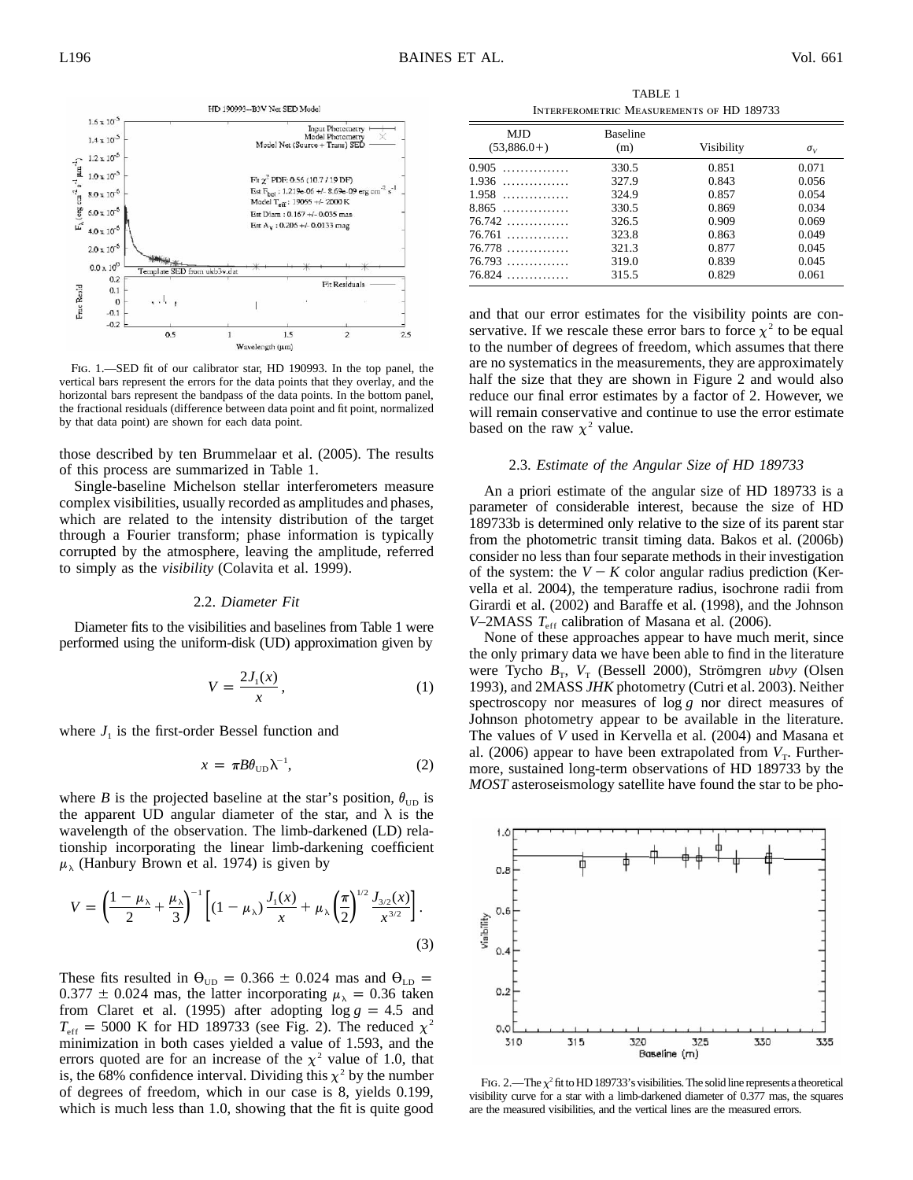FIG. 1.—SED fit of our calibrator star, HD 190993. In the top panel, the vertical bars represent the errors for the data points that they overlay, and the horizontal bars represent the bandpass of the data points. In the bottom panel, the fractional residuals (difference between data point and fit point, normalized by that data point) are shown for each data point.

those described by ten Brummelaar et al. (2005). The results of this process are summarized in Table 1.

Single-baseline Michelson stellar interferometers measure complex visibilities, usually recorded as amplitudes and phases, which are related to the intensity distribution of the target through a Fourier transform; phase information is typically corrupted by the atmosphere, leaving the amplitude, referred to simply as the *visibility* (Colavita et al. 1999).

### 2.2. *Diameter Fit*

Diameter fits to the visibilities and baselines from Table 1 were performed using the uniform-disk (UD) approximation given by

$$V = \frac{2J_1(x)}{x}, \tag{1}$$

where $J_1$ is the first-order Bessel function and

$$x = \pi B \theta_{\rm UD} \lambda^{-1}, \tag{2}$$

where $B$ is the projected baseline at the star's position, $\theta_{\rm UD}$ is the apparent UD angular diameter of the star, and $\lambda$ is the wavelength of the observation. The limb-darkened (LD) relationship incorporating the linear limb-darkening coefficient $\mu_\lambda$ (Hanbury Brown et al. 1974) is given by

$$V = \left(\frac{1-\mu_\lambda}{2} + \frac{\mu_\lambda}{3}\right)^{-1}\left[(1-\mu_\lambda)\frac{J_1(x)}{x} + \mu_\lambda\left(\frac{\pi}{2}\right)^{1/2}\frac{J_{3/2}(x)}{x^{3/2}}\right]. \tag{3}$$

These fits resulted in $\Theta_{\rm UD} = 0.366 \pm 0.024$ mas and $\Theta_{\rm LD} = 0.377 \pm 0.024$ mas, the latter incorporating $\mu_\lambda = 0.36$ taken from Claret et al. (1995) after adopting $\log g = 4.5$ and $T_{\rm eff} = 5000$ K for HD 189733 (see Fig. 2). The reduced $\chi^2$ minimization in both cases yielded a value of 1.593, and the errors quoted are for an increase of the $\chi^2$ value of 1.0, that is, the 68% confidence interval. Dividing this $\chi^2$ by the number of degrees of freedom, which in our case is 8, yields 0.199, which is much less than 1.0, showing that the fit is quite good

TABLE 1
INTERFEROMETRIC MEASUREMENTS OF HD 189733

| MJD (53,886.0+) | Baseline (m) | Visibility | $\sigma_V$ |
|---|---|---|---|
| 0.905 | 330.5 | 0.851 | 0.071 |
| 1.936 | 327.9 | 0.843 | 0.056 |
| 1.958 | 324.9 | 0.857 | 0.054 |
| 8.865 | 330.5 | 0.869 | 0.034 |
| 76.742 | 326.5 | 0.909 | 0.069 |
| 76.761 | 323.8 | 0.863 | 0.049 |
| 76.778 | 321.3 | 0.877 | 0.045 |
| 76.793 | 319.0 | 0.839 | 0.045 |
| 76.824 | 315.5 | 0.829 | 0.061 |

and that our error estimates for the visibility points are conservative. If we rescale these error bars to force $\chi^2$ to be equal to the number of degrees of freedom, which assumes that there are no systematics in the measurements, they are approximately half the size that they are shown in Figure 2 and would also reduce our final error estimates by a factor of 2. However, we will remain conservative and continue to use the error estimate based on the raw $\chi^2$ value.

### 2.3. *Estimate of the Angular Size of HD 189733*

An a priori estimate of the angular size of HD 189733 is a parameter of considerable interest, because the size of HD 189733b is determined only relative to the size of its parent star from the photometric transit timing data. Bakos et al. (2006b) consider no less than four separate methods in their investigation of the system: the $V-K$ color angular radius prediction (Kervella et al. 2004), the temperature radius, isochrone radii from Girardi et al. (2002) and Baraffe et al. (1998), and the Johnson $V$–2MASS $T_{\rm eff}$ calibration of Masana et al. (2006).

None of these approaches appear to have much merit, since the only primary data we have been able to find in the literature were Tycho $B_T$, $V_T$ (Bessell 2000), Strömgren *ubvy* (Olsen 1993), and 2MASS *JHK* photometry (Cutri et al. 2003). Neither spectroscopy nor measures of $\log g$ nor direct measures of Johnson photometry appear to be available in the literature. The values of $V$ used in Kervella et al. (2004) and Masana et al. (2006) appear to have been extrapolated from $V_T$. Furthermore, sustained long-term observations of HD 189733 by the *MOST* asteroseismology satellite have found the star to be pho-

FIG. 2.—The $\chi^2$ fit to HD 189733's visibilities. The solid line represents a theoretical visibility curve for a star with a limb-darkened diameter of 0.377 mas, the squares are the measured visibilities, and the vertical lines are the measured errors.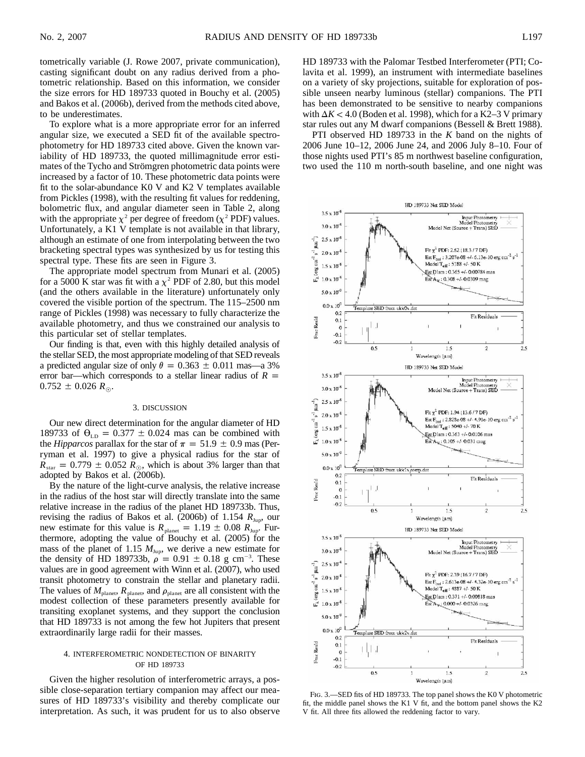tometrically variable (J. Rowe 2007, private communication), casting significant doubt on any radius derived from a photometric relationship. Based on this information, we consider the size errors for HD 189733 quoted in Bouchy et al. (2005) and Bakos et al. (2006b), derived from the methods cited above, to be underestimates.

To explore what is a more appropriate error for an inferred angular size, we executed a SED fit of the available spectrophotometry for HD 189733 cited above. Given the known variability of HD 189733, the quoted millimagnitude error estimates of the Tycho and Strömgren photometric data points were increased by a factor of 10. These photometric data points were fit to the solar-abundance K0 V and K2 V templates available from Pickles (1998), with the resulting fit values for reddening, bolometric flux, and angular diameter seen in Table 2, along with the appropriate $\chi^2$ per degree of freedom ($\chi^2$ PDF) values. Unfortunately, a K1 V template is not available in that library, although an estimate of one from interpolating between the two bracketing spectral types was synthesized by us for testing this spectral type. These fits are seen in Figure 3.

The appropriate model spectrum from Munari et al. (2005) for a 5000 K star was fit with a $\chi^2$ PDF of 2.80, but this model (and the others available in the literature) unfortunately only covered the visible portion of the spectrum. The 115–2500 nm range of Pickles (1998) was necessary to fully characterize the available photometry, and thus we constrained our analysis to this particular set of stellar templates.

Our finding is that, even with this highly detailed analysis of the stellar SED, the most appropriate modeling of that SED reveals a predicted angular size of only $\theta = 0.363 \pm 0.011$ mas—a 3% error bar—which corresponds to a stellar linear radius of $R = 0.752 \pm 0.026\ R_\odot$.

## 3. DISCUSSION

Our new direct determination for the angular diameter of HD 189733 of $\Theta_{\rm LD} = 0.377 \pm 0.024$ mas can be combined with the *Hipparcos* parallax for the star of $\pi = 51.9 \pm 0.9$ mas (Perryman et al. 1997) to give a physical radius for the star of $R_{\rm star} = 0.779 \pm 0.052\ R_\odot$, which is about 3% larger than that adopted by Bakos et al. (2006b).

By the nature of the light-curve analysis, the relative increase in the radius of the host star will directly translate into the same relative increase in the radius of the planet HD 189733b. Thus, revising the radius of Bakos et al. (2006b) of 1.154 $R_{\rm Jup}$, our new estimate for this value is $R_{\rm planet} = 1.19 \pm 0.08\ R_{\rm Jup}$. Furthermore, adopting the value of Bouchy et al. (2005) for the mass of the planet of 1.15 $M_{\rm Jup}$, we derive a new estimate for the density of HD 189733b, $\rho = 0.91 \pm 0.18$ g cm$^{-3}$. These values are in good agreement with Winn et al. (2007), who used transit photometry to constrain the stellar and planetary radii. The values of $M_{\rm planet}$, $R_{\rm planet}$, and $\rho_{\rm planet}$ are all consistent with the modest collection of these parameters presently available for transiting exoplanet systems, and they support the conclusion that HD 189733 is not among the few hot Jupiters that present extraordinarily large radii for their masses.

## 4. INTERFEROMETRIC NONDETECTION OF BINARITY OF HD 189733

Given the higher resolution of interferometric arrays, a possible close-separation tertiary companion may affect our measures of HD 189733's visibility and thereby complicate our interpretation. As such, it was prudent for us to also observe HD 189733 with the Palomar Testbed Interferometer (PTI; Colavita et al. 1999), an instrument with intermediate baselines on a variety of sky projections, suitable for exploration of possible unseen nearby luminous (stellar) companions. The PTI has been demonstrated to be sensitive to nearby companions with $\Delta K < 4.0$ (Boden et al. 1998), which for a K2–3 V primary star rules out any M dwarf companions (Bessell & Brett 1988).

PTI observed HD 189733 in the *K* band on the nights of 2006 June 10–12, 2006 June 24, and 2006 July 8–10. Four of those nights used PTI's 85 m northwest baseline configuration, two used the 110 m north-south baseline, and one night was

Fig. 3.—SED fits of HD 189733. The top panel shows the K0 V photometric fit, the middle panel shows the K1 V fit, and the bottom panel shows the K2 V fit. All three fits allowed the reddening factor to vary.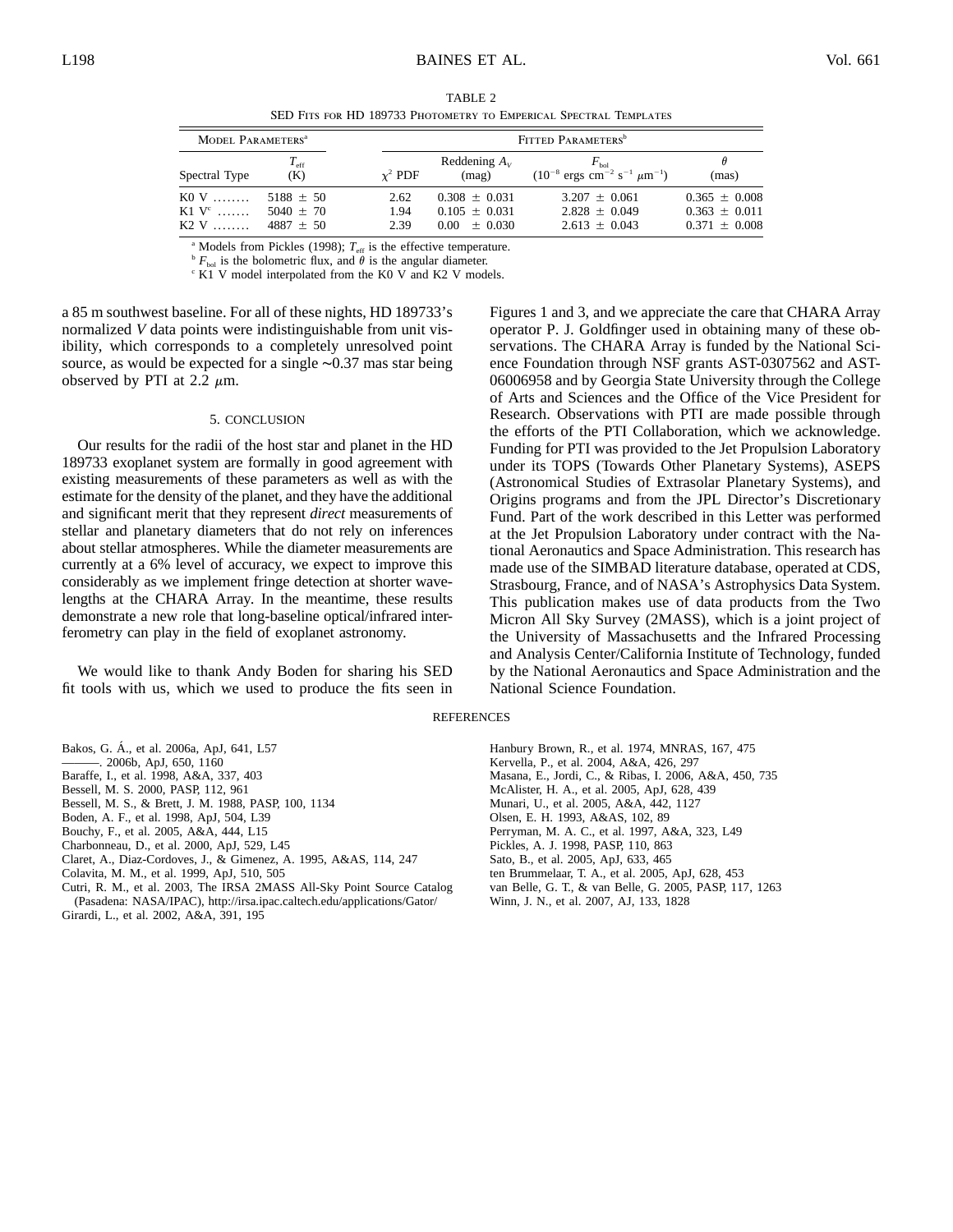TABLE 2

SED Fits for HD 189733 Photometry to Emperical Spectral Templates

| Model Parameters[a] | | | Fitted Parameters[b] | | |
|---|---|---|---|---|---|
| Spectral Type | $T_{eff}$ (K) | $\chi^2$ PDF | Reddening $A_V$ (mag) | $F_{bol}$ ($10^{-8}$ ergs cm$^{-2}$ s$^{-1}$ $\mu$m$^{-1}$) | $\theta$ (mas) |
| K0 V ........ | 5188 ± 50 | 2.62 | 0.308 ± 0.031 | 3.207 ± 0.061 | 0.365 ± 0.008 |
| K1 V[c] ....... | 5040 ± 70 | 1.94 | 0.105 ± 0.031 | 2.828 ± 0.049 | 0.363 ± 0.011 |
| K2 V ........ | 4887 ± 50 | 2.39 | 0.00 ± 0.030 | 2.613 ± 0.043 | 0.371 ± 0.008 |

[a] Models from Pickles (1998); $T_{eff}$ is the effective temperature.
[b] $F_{bol}$ is the bolometric flux, and $\theta$ is the angular diameter.
[c] K1 V model interpolated from the K0 V and K2 V models.

a 85 m southwest baseline. For all of these nights, HD 189733's normalized *V* data points were indistinguishable from unit visibility, which corresponds to a completely unresolved point source, as would be expected for a single ∼0.37 mas star being observed by PTI at 2.2 $\mu$m.

## 5. CONCLUSION

Our results for the radii of the host star and planet in the HD 189733 exoplanet system are formally in good agreement with existing measurements of these parameters as well as with the estimate for the density of the planet, and they have the additional and significant merit that they represent *direct* measurements of stellar and planetary diameters that do not rely on inferences about stellar atmospheres. While the diameter measurements are currently at a 6% level of accuracy, we expect to improve this considerably as we implement fringe detection at shorter wavelengths at the CHARA Array. In the meantime, these results demonstrate a new role that long-baseline optical/infrared interferometry can play in the field of exoplanet astronomy.

We would like to thank Andy Boden for sharing his SED fit tools with us, which we used to produce the fits seen in Figures 1 and 3, and we appreciate the care that CHARA Array operator P. J. Goldfinger used in obtaining many of these observations. The CHARA Array is funded by the National Science Foundation through NSF grants AST-0307562 and AST-06006958 and by Georgia State University through the College of Arts and Sciences and the Office of the Vice President for Research. Observations with PTI are made possible through the efforts of the PTI Collaboration, which we acknowledge. Funding for PTI was provided to the Jet Propulsion Laboratory under its TOPS (Towards Other Planetary Systems), ASEPS (Astronomical Studies of Extrasolar Planetary Systems), and Origins programs and from the JPL Director's Discretionary Fund. Part of the work described in this Letter was performed at the Jet Propulsion Laboratory under contract with the National Aeronautics and Space Administration. This research has made use of the SIMBAD literature database, operated at CDS, Strasbourg, France, and of NASA's Astrophysics Data System. This publication makes use of data products from the Two Micron All Sky Survey (2MASS), which is a joint project of the University of Massachusetts and the Infrared Processing and Analysis Center/California Institute of Technology, funded by the National Aeronautics and Space Administration and the National Science Foundation.

## REFERENCES

Bakos, G. Á., et al. 2006a, ApJ, 641, L57
———. 2006b, ApJ, 650, 1160
Baraffe, I., et al. 1998, A&A, 337, 403
Bessell, M. S. 2000, PASP, 112, 961
Bessell, M. S., & Brett, J. M. 1988, PASP, 100, 1134
Boden, A. F., et al. 1998, ApJ, 504, L39
Bouchy, F., et al. 2005, A&A, 444, L15
Charbonneau, D., et al. 2000, ApJ, 529, L45
Claret, A., Diaz-Cordoves, J., & Gimenez, A. 1995, A&AS, 114, 247
Colavita, M. M., et al. 1999, ApJ, 510, 505
Cutri, R. M., et al. 2003, The IRSA 2MASS All-Sky Point Source Catalog (Pasadena: NASA/IPAC), http://irsa.ipac.caltech.edu/applications/Gator/
Girardi, L., et al. 2002, A&A, 391, 195
Hanbury Brown, R., et al. 1974, MNRAS, 167, 475
Kervella, P., et al. 2004, A&A, 426, 297
Masana, E., Jordi, C., & Ribas, I. 2006, A&A, 450, 735
McAlister, H. A., et al. 2005, ApJ, 628, 439
Munari, U., et al. 2005, A&A, 442, 1127
Olsen, E. H. 1993, A&AS, 102, 89
Perryman, M. A. C., et al. 1997, A&A, 323, L49
Pickles, A. J. 1998, PASP, 110, 863
Sato, B., et al. 2005, ApJ, 633, 465
ten Brummelaar, T. A., et al. 2005, ApJ, 628, 453
van Belle, G. T., & van Belle, G. 2005, PASP, 117, 1263
Winn, J. N., et al. 2007, AJ, 133, 1828